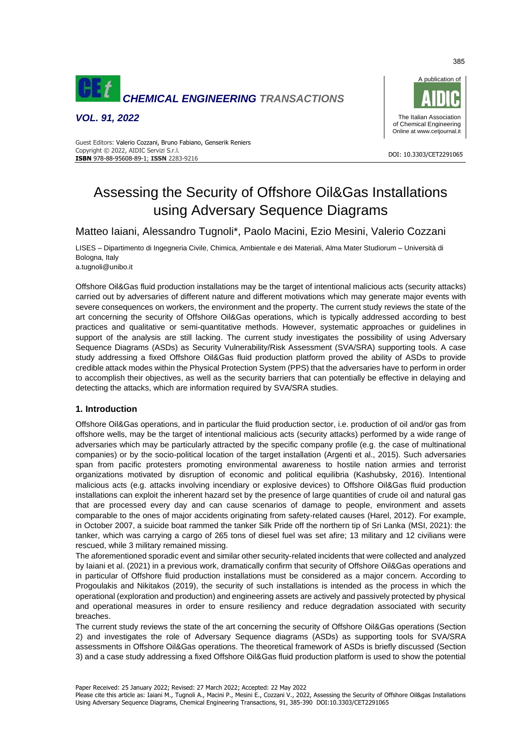# Assessing the Security of Offshore Oil&Gas Installations using Adversary Sequence Diagrams

Matteo Iaiani, Alessandro Tugnoli*, Paolo Macini, Ezio Mesini, Valerio Cozzani

LISES – Dipartimento di Ingegneria Civile, Chimica, Ambientale e dei Materiali, Alma Mater Studiorum – Università di Bologna, Italy
a.tugnoli@unibo.it

Offshore Oil&Gas fluid production installations may be the target of intentional malicious acts (security attacks) carried out by adversaries of different nature and different motivations which may generate major events with severe consequences on workers, the environment and the property. The current study reviews the state of the art concerning the security of Offshore Oil&Gas operations, which is typically addressed according to best practices and qualitative or semi-quantitative methods. However, systematic approaches or guidelines in support of the analysis are still lacking. The current study investigates the possibility of using Adversary Sequence Diagrams (ASDs) as Security Vulnerability/Risk Assessment (SVA/SRA) supporting tools. A case study addressing a fixed Offshore Oil&Gas fluid production platform proved the ability of ASDs to provide credible attack modes within the Physical Protection System (PPS) that the adversaries have to perform in order to accomplish their objectives, as well as the security barriers that can potentially be effective in delaying and detecting the attacks, which are information required by SVA/SRA studies.

## 1. Introduction

Offshore Oil&Gas operations, and in particular the fluid production sector, i.e. production of oil and/or gas from offshore wells, may be the target of intentional malicious acts (security attacks) performed by a wide range of adversaries which may be particularly attracted by the specific company profile (e.g. the case of multinational companies) or by the socio-political location of the target installation (Argenti et al., 2015). Such adversaries span from pacific protesters promoting environmental awareness to hostile nation armies and terrorist organizations motivated by disruption of economic and political equilibria (Kashubsky, 2016). Intentional malicious acts (e.g. attacks involving incendiary or explosive devices) to Offshore Oil&Gas fluid production installations can exploit the inherent hazard set by the presence of large quantities of crude oil and natural gas that are processed every day and can cause scenarios of damage to people, environment and assets comparable to the ones of major accidents originating from safety-related causes (Harel, 2012). For example, in October 2007, a suicide boat rammed the tanker Silk Pride off the northern tip of Sri Lanka (MSI, 2021): the tanker, which was carrying a cargo of 265 tons of diesel fuel was set afire; 13 military and 12 civilians were rescued, while 3 military remained missing.

The aforementioned sporadic event and similar other security-related incidents that were collected and analyzed by Iaiani et al. (2021) in a previous work, dramatically confirm that security of Offshore Oil&Gas operations and in particular of Offshore fluid production installations must be considered as a major concern. According to Progoulakis and Nikitakos (2019), the security of such installations is intended as the process in which the operational (exploration and production) and engineering assets are actively and passively protected by physical and operational measures in order to ensure resiliency and reduce degradation associated with security breaches.

The current study reviews the state of the art concerning the security of Offshore Oil&Gas operations (Section 2) and investigates the role of Adversary Sequence diagrams (ASDs) as supporting tools for SVA/SRA assessments in Offshore Oil&Gas operations. The theoretical framework of ASDs is briefly discussed (Section 3) and a case study addressing a fixed Offshore Oil&Gas fluid production platform is used to show the potential

Paper Received: 25 January 2022; Revised: 27 March 2022; Accepted: 22 May 2022

Please cite this article as: Iaiani M., Tugnoli A., Macini P., Mesini E., Cozzani V., 2022, Assessing the Security of Offshore Oil&gas Installations Using Adversary Sequence Diagrams, Chemical Engineering Transactions, 91, 385-390 DOI:10.3303/CET2291065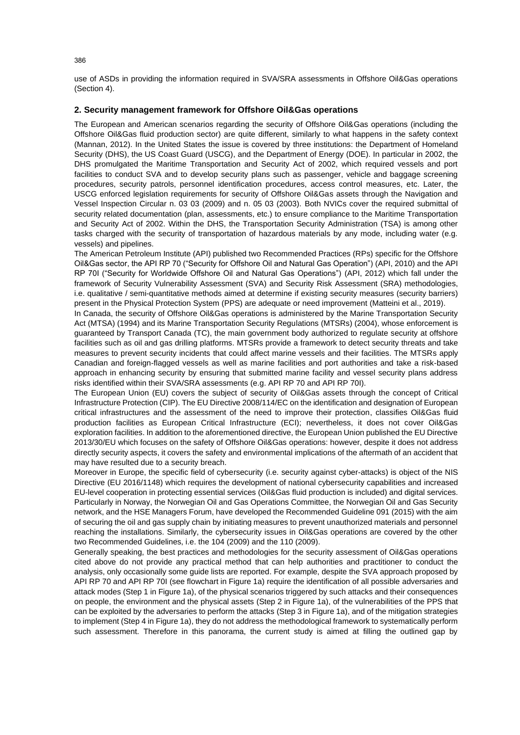use of ASDs in providing the information required in SVA/SRA assessments in Offshore Oil&Gas operations (Section 4).

## 2. Security management framework for Offshore Oil&Gas operations

The European and American scenarios regarding the security of Offshore Oil&Gas operations (including the Offshore Oil&Gas fluid production sector) are quite different, similarly to what happens in the safety context (Mannan, 2012). In the United States the issue is covered by three institutions: the Department of Homeland Security (DHS), the US Coast Guard (USCG), and the Department of Energy (DOE). In particular in 2002, the DHS promulgated the Maritime Transportation and Security Act of 2002, which required vessels and port facilities to conduct SVA and to develop security plans such as passenger, vehicle and baggage screening procedures, security patrols, personnel identification procedures, access control measures, etc. Later, the USCG enforced legislation requirements for security of Offshore Oil&Gas assets through the Navigation and Vessel Inspection Circular n. 03 03 (2009) and n. 05 03 (2003). Both NVICs cover the required submittal of security related documentation (plan, assessments, etc.) to ensure compliance to the Maritime Transportation and Security Act of 2002. Within the DHS, the Transportation Security Administration (TSA) is among other tasks charged with the security of transportation of hazardous materials by any mode, including water (e.g. vessels) and pipelines.

The American Petroleum Institute (API) published two Recommended Practices (RPs) specific for the Offshore Oil&Gas sector, the API RP 70 ("Security for Offshore Oil and Natural Gas Operation") (API, 2010) and the API RP 70I ("Security for Worldwide Offshore Oil and Natural Gas Operations") (API, 2012) which fall under the framework of Security Vulnerability Assessment (SVA) and Security Risk Assessment (SRA) methodologies, i.e. qualitative / semi-quantitative methods aimed at determine if existing security measures (security barriers) present in the Physical Protection System (PPS) are adequate or need improvement (Matteini et al., 2019).

In Canada, the security of Offshore Oil&Gas operations is administered by the Marine Transportation Security Act (MTSA) (1994) and its Marine Transportation Security Regulations (MTSRs) (2004), whose enforcement is guaranteed by Transport Canada (TC), the main government body authorized to regulate security at offshore facilities such as oil and gas drilling platforms. MTSRs provide a framework to detect security threats and take measures to prevent security incidents that could affect marine vessels and their facilities. The MTSRs apply Canadian and foreign-flagged vessels as well as marine facilities and port authorities and take a risk-based approach in enhancing security by ensuring that submitted marine facility and vessel security plans address risks identified within their SVA/SRA assessments (e.g. API RP 70 and API RP 70I).

The European Union (EU) covers the subject of security of Oil&Gas assets through the concept of Critical Infrastructure Protection (CIP). The EU Directive 2008/114/EC on the identification and designation of European critical infrastructures and the assessment of the need to improve their protection, classifies Oil&Gas fluid production facilities as European Critical Infrastructure (ECI); nevertheless, it does not cover Oil&Gas exploration facilities. In addition to the aforementioned directive, the European Union published the EU Directive 2013/30/EU which focuses on the safety of Offshore Oil&Gas operations: however, despite it does not address directly security aspects, it covers the safety and environmental implications of the aftermath of an accident that may have resulted due to a security breach.

Moreover in Europe, the specific field of cybersecurity (i.e. security against cyber-attacks) is object of the NIS Directive (EU 2016/1148) which requires the development of national cybersecurity capabilities and increased EU-level cooperation in protecting essential services (Oil&Gas fluid production is included) and digital services. Particularly in Norway, the Norwegian Oil and Gas Operations Committee, the Norwegian Oil and Gas Security network, and the HSE Managers Forum, have developed the Recommended Guideline 091 (2015) with the aim of securing the oil and gas supply chain by initiating measures to prevent unauthorized materials and personnel reaching the installations. Similarly, the cybersecurity issues in Oil&Gas operations are covered by the other two Recommended Guidelines, i.e. the 104 (2009) and the 110 (2009).

Generally speaking, the best practices and methodologies for the security assessment of Oil&Gas operations cited above do not provide any practical method that can help authorities and practitioner to conduct the analysis, only occasionally some guide lists are reported. For example, despite the SVA approach proposed by API RP 70 and API RP 70I (see flowchart in Figure 1a) require the identification of all possible adversaries and attack modes (Step 1 in Figure 1a), of the physical scenarios triggered by such attacks and their consequences on people, the environment and the physical assets (Step 2 in Figure 1a), of the vulnerabilities of the PPS that can be exploited by the adversaries to perform the attacks (Step 3 in Figure 1a), and of the mitigation strategies to implement (Step 4 in Figure 1a), they do not address the methodological framework to systematically perform such assessment. Therefore in this panorama, the current study is aimed at filling the outlined gap by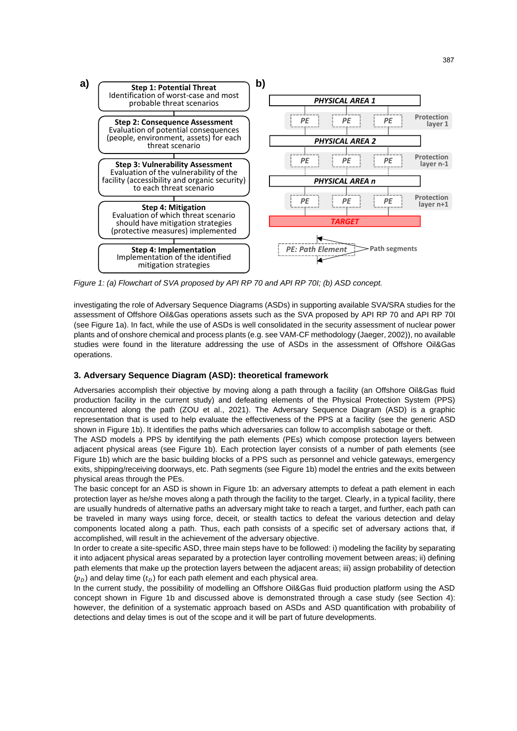Figure 1: (a) Flowchart of SVA proposed by API RP 70 and API RP 70I; (b) ASD concept.

investigating the role of Adversary Sequence Diagrams (ASDs) in supporting available SVA/SRA studies for the assessment of Offshore Oil&Gas operations assets such as the SVA proposed by API RP 70 and API RP 70I (see Figure 1a). In fact, while the use of ASDs is well consolidated in the security assessment of nuclear power plants and of onshore chemical and process plants (e.g. see VAM-CF methodology (Jaeger, 2002)), no available studies were found in the literature addressing the use of ASDs in the assessment of Offshore Oil&Gas operations.

### 3. Adversary Sequence Diagram (ASD): theoretical framework

Adversaries accomplish their objective by moving along a path through a facility (an Offshore Oil&Gas fluid production facility in the current study) and defeating elements of the Physical Protection System (PPS) encountered along the path (ZOU et al., 2021). The Adversary Sequence Diagram (ASD) is a graphic representation that is used to help evaluate the effectiveness of the PPS at a facility (see the generic ASD shown in Figure 1b). It identifies the paths which adversaries can follow to accomplish sabotage or theft.

The ASD models a PPS by identifying the path elements (PEs) which compose protection layers between adjacent physical areas (see Figure 1b). Each protection layer consists of a number of path elements (see Figure 1b) which are the basic building blocks of a PPS such as personnel and vehicle gateways, emergency exits, shipping/receiving doorways, etc. Path segments (see Figure 1b) model the entries and the exits between physical areas through the PEs.

The basic concept for an ASD is shown in Figure 1b: an adversary attempts to defeat a path element in each protection layer as he/she moves along a path through the facility to the target. Clearly, in a typical facility, there are usually hundreds of alternative paths an adversary might take to reach a target, and further, each path can be traveled in many ways using force, deceit, or stealth tactics to defeat the various detection and delay components located along a path. Thus, each path consists of a specific set of adversary actions that, if accomplished, will result in the achievement of the adversary objective.

In order to create a site-specific ASD, three main steps have to be followed: i) modeling the facility by separating it into adjacent physical areas separated by a protection layer controlling movement between areas; ii) defining path elements that make up the protection layers between the adjacent areas; iii) assign probability of detection ($p_D$) and delay time ($t_D$) for each path element and each physical area.

In the current study, the possibility of modelling an Offshore Oil&Gas fluid production platform using the ASD concept shown in Figure 1b and discussed above is demonstrated through a case study (see Section 4): however, the definition of a systematic approach based on ASDs and ASD quantification with probability of detections and delay times is out of the scope and it will be part of future developments.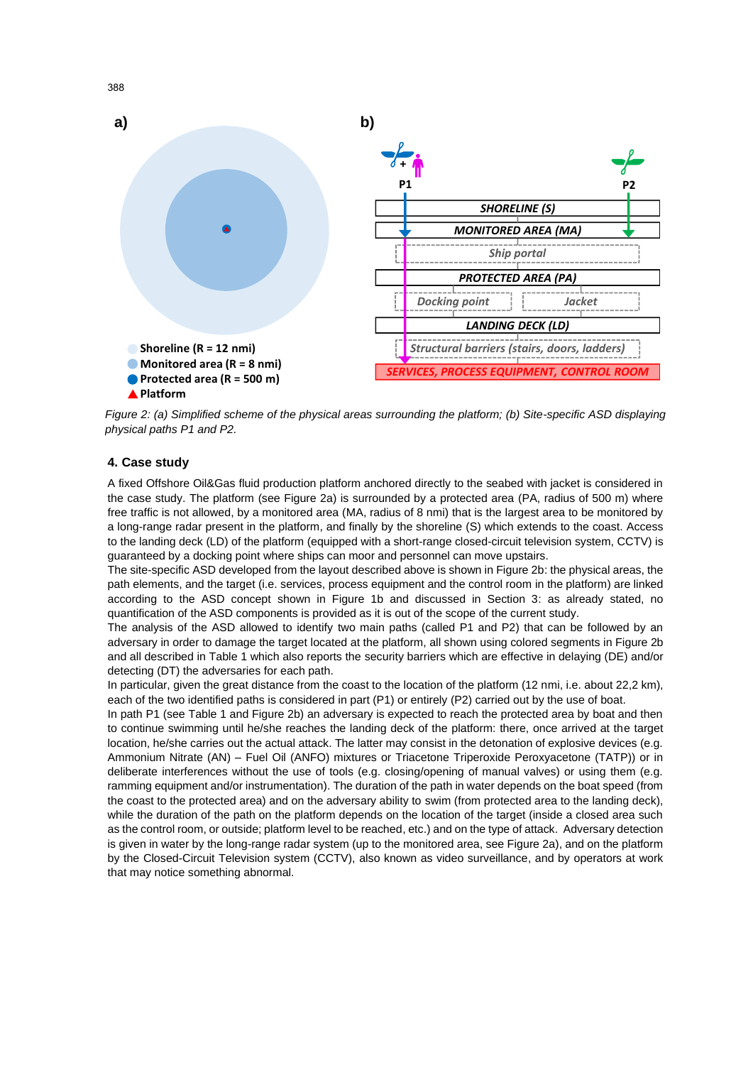Figure 2: (a) Simplified scheme of the physical areas surrounding the platform; (b) Site-specific ASD displaying physical paths P1 and P2.

## 4. Case study

A fixed Offshore Oil&Gas fluid production platform anchored directly to the seabed with jacket is considered in the case study. The platform (see Figure 2a) is surrounded by a protected area (PA, radius of 500 m) where free traffic is not allowed, by a monitored area (MA, radius of 8 nmi) that is the largest area to be monitored by a long-range radar present in the platform, and finally by the shoreline (S) which extends to the coast. Access to the landing deck (LD) of the platform (equipped with a short-range closed-circuit television system, CCTV) is guaranteed by a docking point where ships can moor and personnel can move upstairs.

The site-specific ASD developed from the layout described above is shown in Figure 2b: the physical areas, the path elements, and the target (i.e. services, process equipment and the control room in the platform) are linked according to the ASD concept shown in Figure 1b and discussed in Section 3: as already stated, no quantification of the ASD components is provided as it is out of the scope of the current study.

The analysis of the ASD allowed to identify two main paths (called P1 and P2) that can be followed by an adversary in order to damage the target located at the platform, all shown using colored segments in Figure 2b and all described in Table 1 which also reports the security barriers which are effective in delaying (DE) and/or detecting (DT) the adversaries for each path.

In particular, given the great distance from the coast to the location of the platform (12 nmi, i.e. about 22,2 km), each of the two identified paths is considered in part (P1) or entirely (P2) carried out by the use of boat.

In path P1 (see Table 1 and Figure 2b) an adversary is expected to reach the protected area by boat and then to continue swimming until he/she reaches the landing deck of the platform: there, once arrived at the target location, he/she carries out the actual attack. The latter may consist in the detonation of explosive devices (e.g. Ammonium Nitrate (AN) – Fuel Oil (ANFO) mixtures or Triacetone Triperoxide Peroxyacetone (TATP)) or in deliberate interferences without the use of tools (e.g. closing/opening of manual valves) or using them (e.g. ramming equipment and/or instrumentation). The duration of the path in water depends on the boat speed (from the coast to the protected area) and on the adversary ability to swim (from protected area to the landing deck), while the duration of the path on the platform depends on the location of the target (inside a closed area such as the control room, or outside; platform level to be reached, etc.) and on the type of attack. Adversary detection is given in water by the long-range radar system (up to the monitored area, see Figure 2a), and on the platform by the Closed-Circuit Television system (CCTV), also known as video surveillance, and by operators at work that may notice something abnormal.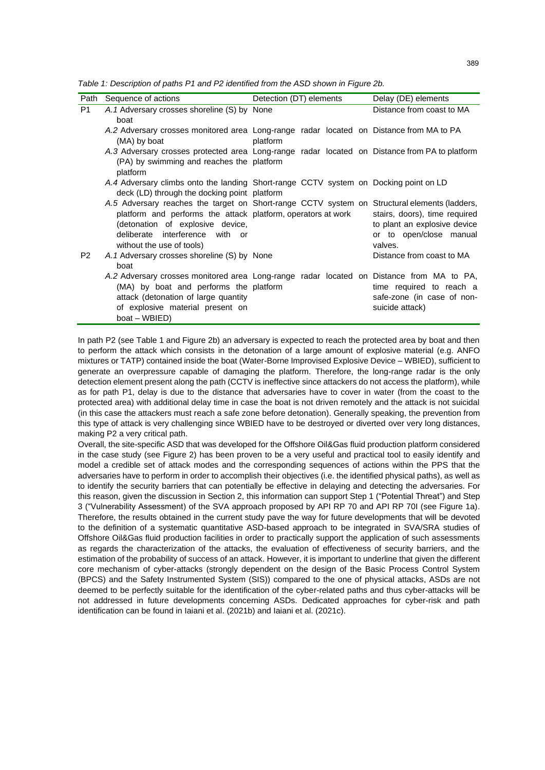*Table 1: Description of paths P1 and P2 identified from the ASD shown in Figure 2b.*

| Path | Sequence of actions | Detection (DT) elements | Delay (DE) elements |
|---|---|---|---|
| P1 | *A.1* Adversary crosses shoreline (S) by boat | None | Distance from coast to MA |
| | *A.2* Adversary crosses monitored area (MA) by boat | Long-range radar located on platform | Distance from MA to PA |
| | *A.3* Adversary crosses protected area (PA) by swimming and reaches the platform | Long-range radar located on platform | Distance from PA to platform |
| | *A.4* Adversary climbs onto the landing deck (LD) through the docking point | Short-range CCTV system on platform | Docking point on LD |
| | *A.5* Adversary reaches the target on platform and performs the attack (detonation of explosive device, deliberate interference with or without the use of tools) | Short-range CCTV system on platform, operators at work | Structural elements (ladders, stairs, doors), time required to plant an explosive device or to open/close manual valves. |
| P2 | *A.1* Adversary crosses shoreline (S) by boat | None | Distance from coast to MA |
| | *A.2* Adversary crosses monitored area (MA) by boat and performs the attack (detonation of large quantity of explosive material present on boat – WBIED) | Long-range radar located on platform | Distance from MA to PA, time required to reach a safe-zone (in case of non-suicide attack) |

In path P2 (see Table 1 and Figure 2b) an adversary is expected to reach the protected area by boat and then to perform the attack which consists in the detonation of a large amount of explosive material (e.g. ANFO mixtures or TATP) contained inside the boat (Water-Borne Improvised Explosive Device – WBIED), sufficient to generate an overpressure capable of damaging the platform. Therefore, the long-range radar is the only detection element present along the path (CCTV is ineffective since attackers do not access the platform), while as for path P1, delay is due to the distance that adversaries have to cover in water (from the coast to the protected area) with additional delay time in case the boat is not driven remotely and the attack is not suicidal (in this case the attackers must reach a safe zone before detonation). Generally speaking, the prevention from this type of attack is very challenging since WBIED have to be destroyed or diverted over very long distances, making P2 a very critical path.

Overall, the site-specific ASD that was developed for the Offshore Oil&Gas fluid production platform considered in the case study (see Figure 2) has been proven to be a very useful and practical tool to easily identify and model a credible set of attack modes and the corresponding sequences of actions within the PPS that the adversaries have to perform in order to accomplish their objectives (i.e. the identified physical paths), as well as to identify the security barriers that can potentially be effective in delaying and detecting the adversaries. For this reason, given the discussion in Section 2, this information can support Step 1 ("Potential Threat") and Step 3 ("Vulnerability Assessment) of the SVA approach proposed by API RP 70 and API RP 70I (see Figure 1a). Therefore, the results obtained in the current study pave the way for future developments that will be devoted to the definition of a systematic quantitative ASD-based approach to be integrated in SVA/SRA studies of Offshore Oil&Gas fluid production facilities in order to practically support the application of such assessments as regards the characterization of the attacks, the evaluation of effectiveness of security barriers, and the estimation of the probability of success of an attack. However, it is important to underline that given the different core mechanism of cyber-attacks (strongly dependent on the design of the Basic Process Control System (BPCS) and the Safety Instrumented System (SIS)) compared to the one of physical attacks, ASDs are not deemed to be perfectly suitable for the identification of the cyber-related paths and thus cyber-attacks will be not addressed in future developments concerning ASDs. Dedicated approaches for cyber-risk and path identification can be found in Iaiani et al. (2021b) and Iaiani et al. (2021c).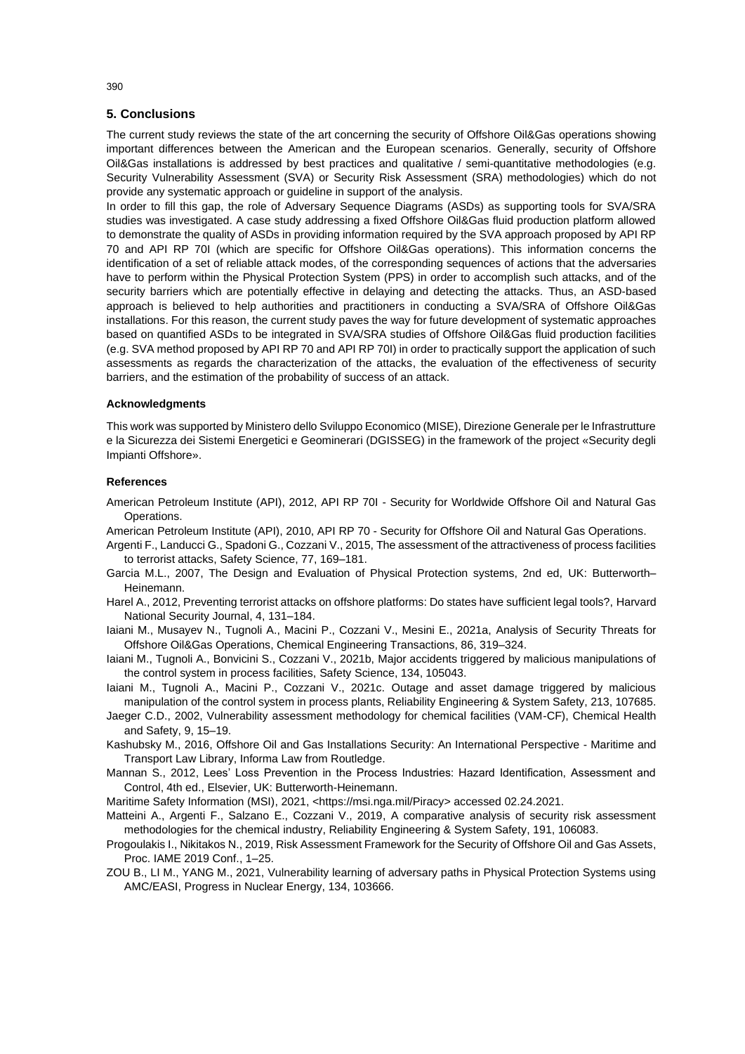## 5. Conclusions

The current study reviews the state of the art concerning the security of Offshore Oil&Gas operations showing important differences between the American and the European scenarios. Generally, security of Offshore Oil&Gas installations is addressed by best practices and qualitative / semi-quantitative methodologies (e.g. Security Vulnerability Assessment (SVA) or Security Risk Assessment (SRA) methodologies) which do not provide any systematic approach or guideline in support of the analysis.

In order to fill this gap, the role of Adversary Sequence Diagrams (ASDs) as supporting tools for SVA/SRA studies was investigated. A case study addressing a fixed Offshore Oil&Gas fluid production platform allowed to demonstrate the quality of ASDs in providing information required by the SVA approach proposed by API RP 70 and API RP 70I (which are specific for Offshore Oil&Gas operations). This information concerns the identification of a set of reliable attack modes, of the corresponding sequences of actions that the adversaries have to perform within the Physical Protection System (PPS) in order to accomplish such attacks, and of the security barriers which are potentially effective in delaying and detecting the attacks. Thus, an ASD-based approach is believed to help authorities and practitioners in conducting a SVA/SRA of Offshore Oil&Gas installations. For this reason, the current study paves the way for future development of systematic approaches based on quantified ASDs to be integrated in SVA/SRA studies of Offshore Oil&Gas fluid production facilities (e.g. SVA method proposed by API RP 70 and API RP 70I) in order to practically support the application of such assessments as regards the characterization of the attacks, the evaluation of the effectiveness of security barriers, and the estimation of the probability of success of an attack.

### Acknowledgments

This work was supported by Ministero dello Sviluppo Economico (MISE), Direzione Generale per le Infrastrutture e la Sicurezza dei Sistemi Energetici e Geominerari (DGISSEG) in the framework of the project «Security degli Impianti Offshore».

### References

American Petroleum Institute (API), 2012, API RP 70I - Security for Worldwide Offshore Oil and Natural Gas Operations.

American Petroleum Institute (API), 2010, API RP 70 - Security for Offshore Oil and Natural Gas Operations.

Argenti F., Landucci G., Spadoni G., Cozzani V., 2015, The assessment of the attractiveness of process facilities to terrorist attacks, Safety Science, 77, 169–181.

Garcia M.L., 2007, The Design and Evaluation of Physical Protection systems, 2nd ed, UK: Butterworth–Heinemann.

Harel A., 2012, Preventing terrorist attacks on offshore platforms: Do states have sufficient legal tools?, Harvard National Security Journal, 4, 131–184.

Iaiani M., Musayev N., Tugnoli A., Macini P., Cozzani V., Mesini E., 2021a, Analysis of Security Threats for Offshore Oil&Gas Operations, Chemical Engineering Transactions, 86, 319–324.

Iaiani M., Tugnoli A., Bonvicini S., Cozzani V., 2021b, Major accidents triggered by malicious manipulations of the control system in process facilities, Safety Science, 134, 105043.

Iaiani M., Tugnoli A., Macini P., Cozzani V., 2021c. Outage and asset damage triggered by malicious manipulation of the control system in process plants, Reliability Engineering & System Safety, 213, 107685.

Jaeger C.D., 2002, Vulnerability assessment methodology for chemical facilities (VAM-CF), Chemical Health and Safety, 9, 15–19.

Kashubsky M., 2016, Offshore Oil and Gas Installations Security: An International Perspective - Maritime and Transport Law Library, Informa Law from Routledge.

Mannan S., 2012, Lees' Loss Prevention in the Process Industries: Hazard Identification, Assessment and Control, 4th ed., Elsevier, UK: Butterworth-Heinemann.

Maritime Safety Information (MSI), 2021, <https://msi.nga.mil/Piracy> accessed 02.24.2021.

Matteini A., Argenti F., Salzano E., Cozzani V., 2019, A comparative analysis of security risk assessment methodologies for the chemical industry, Reliability Engineering & System Safety, 191, 106083.

Progoulakis I., Nikitakos N., 2019, Risk Assessment Framework for the Security of Offshore Oil and Gas Assets, Proc. IAME 2019 Conf., 1–25.

ZOU B., LI M., YANG M., 2021, Vulnerability learning of adversary paths in Physical Protection Systems using AMC/EASI, Progress in Nuclear Energy, 134, 103666.